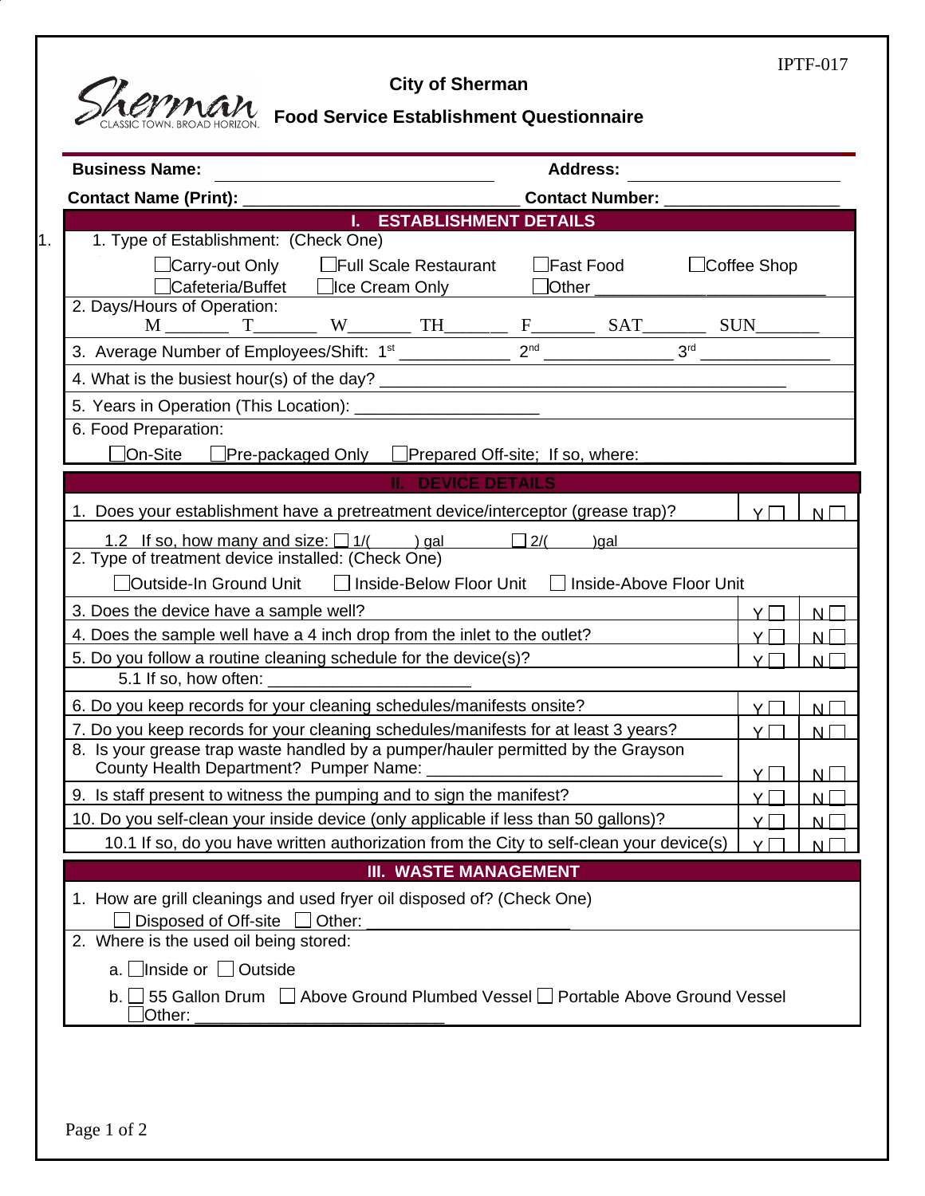IPTF-017

Sherman CLASSIC TOWN. BROAD HORIZON.

# City of Sherman

## Food Service Establishment Questionnaire

**Business Name:** ______________________________ **Address:** ______________________

**Contact Name (Print):** ______________________________ **Contact Number:** ___________________

### I. ESTABLISHMENT DETAILS

1. Type of Establishment: (Check One)

   ☐Carry-out Only ☐Full Scale Restaurant ☐Fast Food ☐Coffee Shop
   ☐Cafeteria/Buffet ☐Ice Cream Only ☐Other _________________________

2. Days/Hours of Operation:
   M _______ T_______ W_______ TH_______ F_______ SAT_______ SUN_______

3. Average Number of Employees/Shift: 1st ____________ 2nd ______________ 3rd ______________

4. What is the busiest hour(s) of the day? ____________________________________________

5. Years in Operation (This Location): ____________________

6. Food Preparation:

   ☐On-Site ☐Pre-packaged Only ☐Prepared Off-site; If so, where:

### II. DEVICE DETAILS

| Question | Y | N |
|---|---|---|
| 1. Does your establishment have a pretreatment device/interceptor (grease trap)? | Y ☐ | N ☐ |
| 1.2 If so, how many and size: ☐ 1/( ) gal ☐ 2/( )gal | | |
| 2. Type of treatment device installed: (Check One) ☐Outside-In Ground Unit ☐ Inside-Below Floor Unit ☐ Inside-Above Floor Unit | | |
| 3. Does the device have a sample well? | Y ☐ | N ☐ |
| 4. Does the sample well have a 4 inch drop from the inlet to the outlet? | Y ☐ | N ☐ |
| 5. Do you follow a routine cleaning schedule for the device(s)? | Y ☐ | N ☐ |
| 5.1 If so, how often: ______________________ | | |
| 6. Do you keep records for your cleaning schedules/manifests onsite? | Y ☐ | N ☐ |
| 7. Do you keep records for your cleaning schedules/manifests for at least 3 years? | Y ☐ | N ☐ |
| 8. Is your grease trap waste handled by a pumper/hauler permitted by the Grayson County Health Department? Pumper Name: ________________________________ | Y ☐ | N ☐ |
| 9. Is staff present to witness the pumping and to sign the manifest? | Y ☐ | N ☐ |
| 10. Do you self-clean your inside device (only applicable if less than 50 gallons)? | Y ☐ | N ☐ |
| 10.1 If so, do you have written authorization from the City to self-clean your device(s) | Y ☐ | N ☐ |

### III. WASTE MANAGEMENT

1. How are grill cleanings and used fryer oil disposed of? (Check One)

   ☐ Disposed of Off-site ☐ Other: ______________________

2. Where is the used oil being stored:

   a. ☐Inside or ☐ Outside

   b. ☐ 55 Gallon Drum ☐ Above Ground Plumbed Vessel ☐ Portable Above Ground Vessel
   ☐Other: ___________________________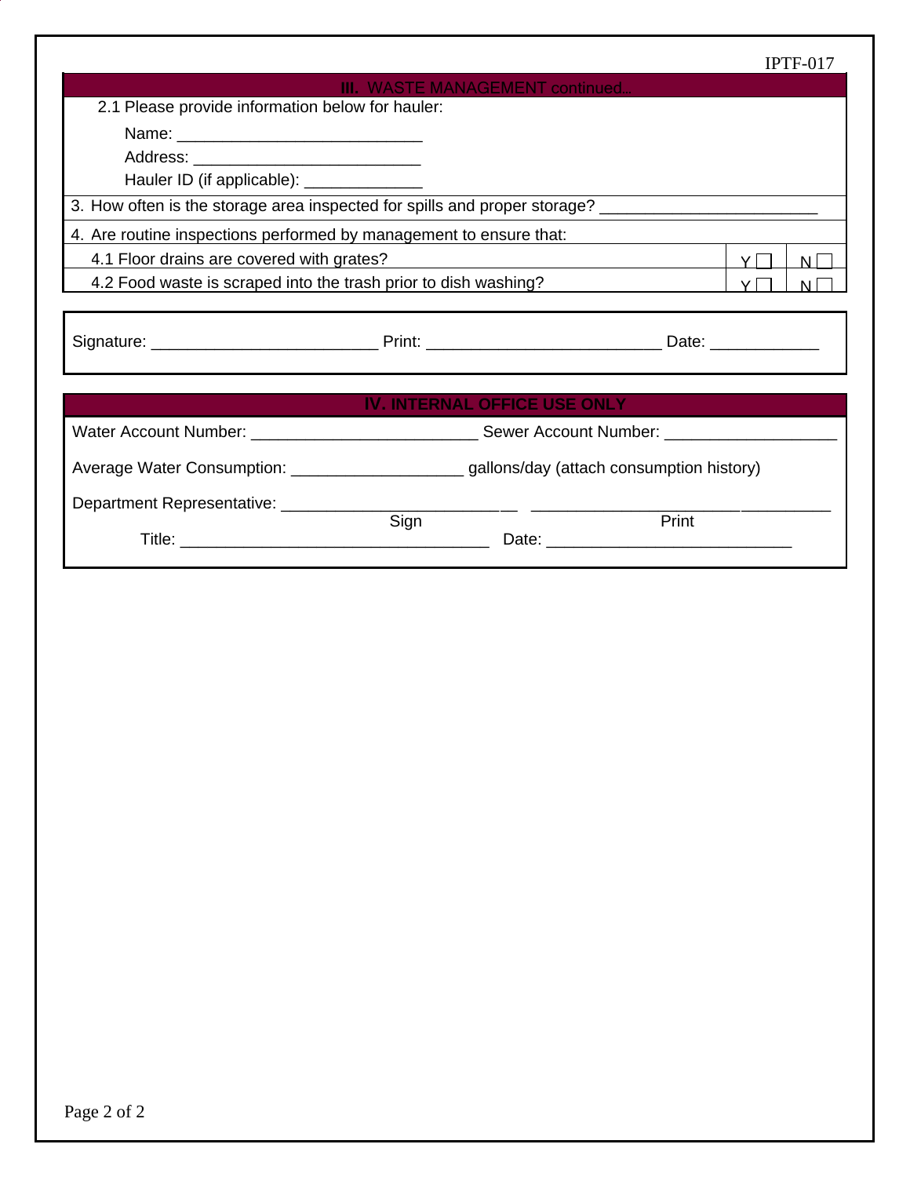IPTF-017

## III. WASTE MANAGEMENT continued…

2.1 Please provide information below for hauler:

Name: ___________________________

Address: _________________________

Hauler ID (if applicable): _____________

3. How often is the storage area inspected for spills and proper storage? ________________________

4. Are routine inspections performed by management to ensure that:

| | | |
|---|---|---|
| 4.1 Floor drains are covered with grates? | Y ☐ | N ☐ |
| 4.2 Food waste is scraped into the trash prior to dish washing? | Y ☐ | N ☐ |

Signature: _________________________ Print: __________________________ Date: ____________

## IV. INTERNAL OFFICE USE ONLY

Water Account Number: _________________________ Sewer Account Number: ___________________

Average Water Consumption: ___________________ gallons/day (attach consumption history)

Department Representative: __________________________ _________________________________

Sign Print

Title: __________________________________ Date: ___________________________